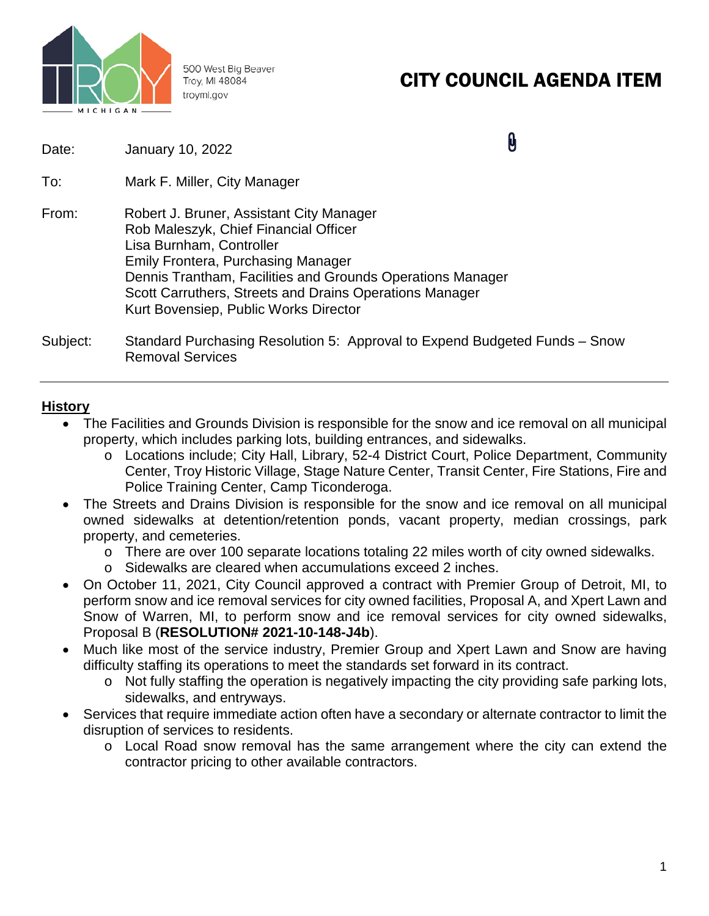500 West Big Beaver
Troy, MI 48084
troymi.gov

# CITY COUNCIL AGENDA ITEM

Date: January 10, 2022

To: Mark F. Miller, City Manager

From: Robert J. Bruner, Assistant City Manager
Rob Maleszyk, Chief Financial Officer
Lisa Burnham, Controller
Emily Frontera, Purchasing Manager
Dennis Trantham, Facilities and Grounds Operations Manager
Scott Carruthers, Streets and Drains Operations Manager
Kurt Bovensiep, Public Works Director

Subject: Standard Purchasing Resolution 5: Approval to Expend Budgeted Funds – Snow Removal Services

---

## History

- The Facilities and Grounds Division is responsible for the snow and ice removal on all municipal property, which includes parking lots, building entrances, and sidewalks.
  - Locations include; City Hall, Library, 52-4 District Court, Police Department, Community Center, Troy Historic Village, Stage Nature Center, Transit Center, Fire Stations, Fire and Police Training Center, Camp Ticonderoga.
- The Streets and Drains Division is responsible for the snow and ice removal on all municipal owned sidewalks at detention/retention ponds, vacant property, median crossings, park property, and cemeteries.
  - There are over 100 separate locations totaling 22 miles worth of city owned sidewalks.
  - Sidewalks are cleared when accumulations exceed 2 inches.
- On October 11, 2021, City Council approved a contract with Premier Group of Detroit, MI, to perform snow and ice removal services for city owned facilities, Proposal A, and Xpert Lawn and Snow of Warren, MI, to perform snow and ice removal services for city owned sidewalks, Proposal B (**RESOLUTION# 2021-10-148-J4b**).
- Much like most of the service industry, Premier Group and Xpert Lawn and Snow are having difficulty staffing its operations to meet the standards set forward in its contract.
  - Not fully staffing the operation is negatively impacting the city providing safe parking lots, sidewalks, and entryways.
- Services that require immediate action often have a secondary or alternate contractor to limit the disruption of services to residents.
  - Local Road snow removal has the same arrangement where the city can extend the contractor pricing to other available contractors.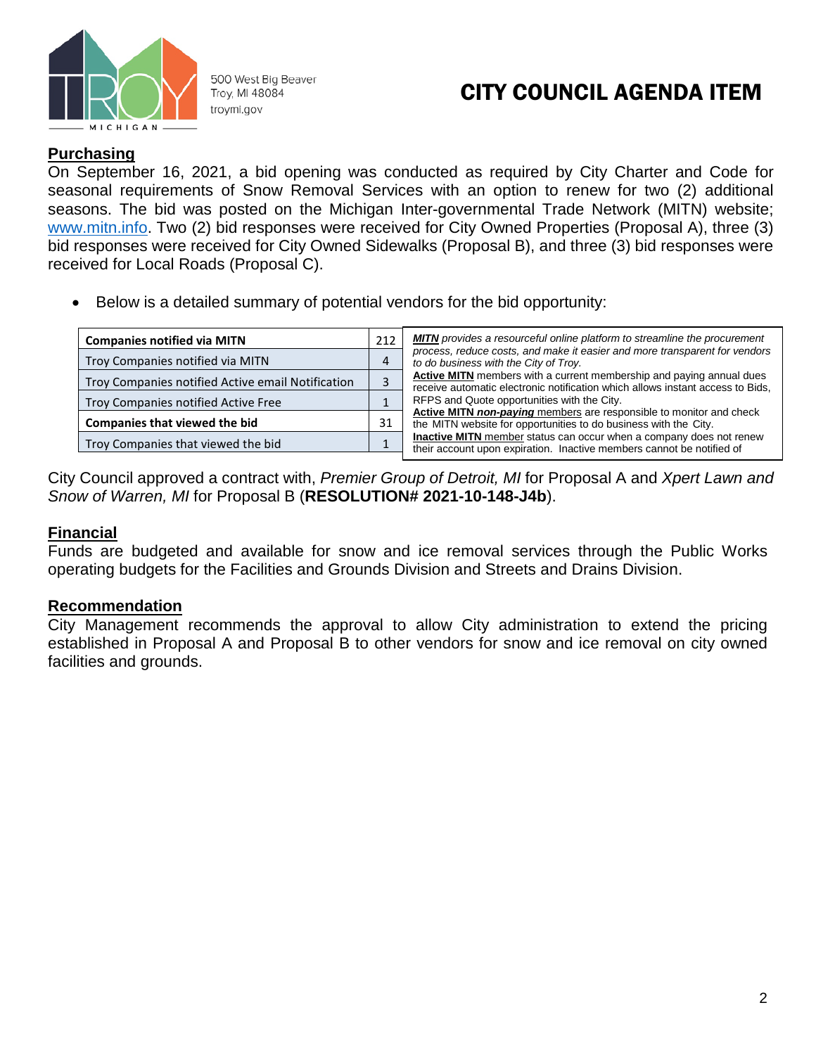500 West Big Beaver
Troy, MI 48084
troymi.gov

# CITY COUNCIL AGENDA ITEM

## Purchasing

On September 16, 2021, a bid opening was conducted as required by City Charter and Code for seasonal requirements of Snow Removal Services with an option to renew for two (2) additional seasons. The bid was posted on the Michigan Inter-governmental Trade Network (MITN) website; www.mitn.info. Two (2) bid responses were received for City Owned Properties (Proposal A), three (3) bid responses were received for City Owned Sidewalks (Proposal B), and three (3) bid responses were received for Local Roads (Proposal C).

- Below is a detailed summary of potential vendors for the bid opportunity:

| **Companies notified via MITN** | 212 |
|---|---|
| Troy Companies notified via MITN | 4 |
| Troy Companies notified Active email Notification | 3 |
| Troy Companies notified Active Free | 1 |
| **Companies that viewed the bid** | 31 |
| Troy Companies that viewed the bid | 1 |

***MITN*** *provides a resourceful online platform to streamline the procurement process, reduce costs, and make it easier and more transparent for vendors to do business with the City of Troy.*
**Active MITN** members with a current membership and paying annual dues receive automatic electronic notification which allows instant access to Bids, RFPS and Quote opportunities with the City.
**Active MITN *non-paying*** members are responsible to monitor and check the MITN website for opportunities to do business with the City.
**Inactive MITN** member status can occur when a company does not renew their account upon expiration. Inactive members cannot be notified of

City Council approved a contract with, *Premier Group of Detroit, MI* for Proposal A and *Xpert Lawn and Snow of Warren, MI* for Proposal B (**RESOLUTION# 2021-10-148-J4b**).

## Financial

Funds are budgeted and available for snow and ice removal services through the Public Works operating budgets for the Facilities and Grounds Division and Streets and Drains Division.

## Recommendation

City Management recommends the approval to allow City administration to extend the pricing established in Proposal A and Proposal B to other vendors for snow and ice removal on city owned facilities and grounds.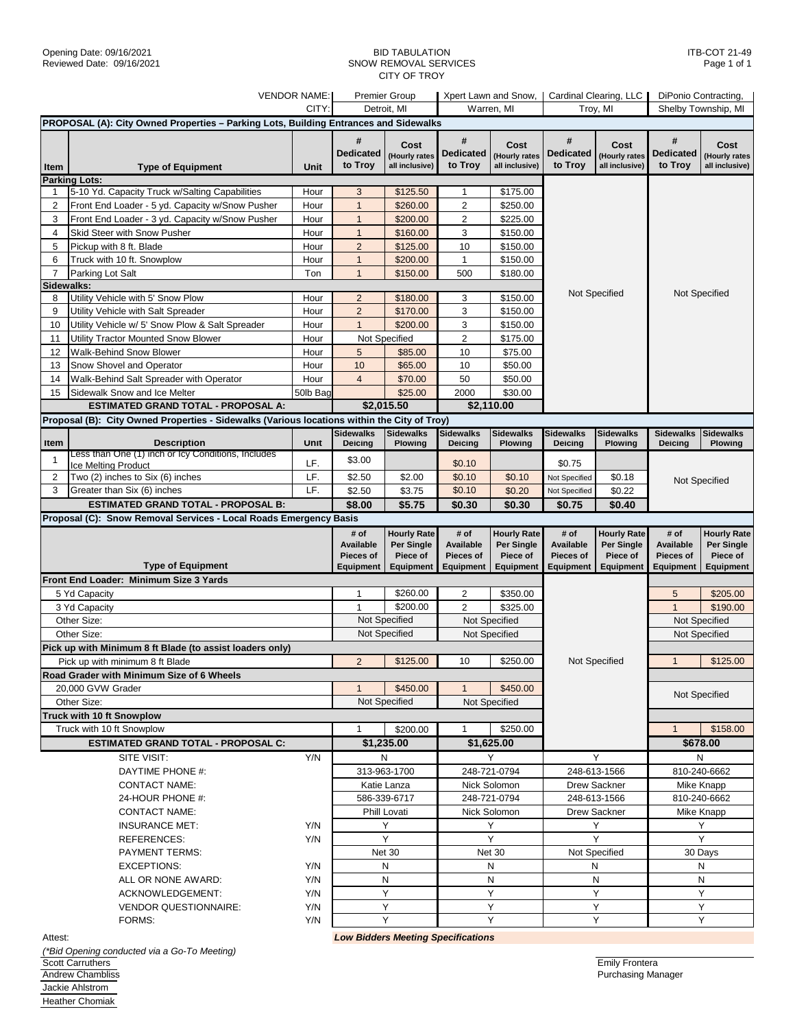Opening Date: 09/16/2021
Reviewed Date: 09/16/2021

BID TABULATION
SNOW REMOVAL SERVICES
CITY OF TROY

ITB-COT 21-49

| | | VENDOR NAME: | Premier Group | | Xpert Lawn and Snow, | | Cardinal Clearing, LLC | | DiPonio Contracting, | |
|---|---|---|---|---|---|---|---|---|---|---|
| | | CITY: | Detroit, MI | | Warren, MI | | Troy, MI | | Shelby Township, MI | |
| **PROPOSAL (A): City Owned Properties – Parking Lots, Building Entrances and Sidewalks** | | | | | | | | | | |
| **Item** | **Type of Equipment** | **Unit** | **# Dedicated to Troy** | **Cost (Hourly rates all inclusive)** | **# Dedicated to Troy** | **Cost (Hourly rates all inclusive)** | **# Dedicated to Troy** | **Cost (Hourly rates all inclusive)** | **# Dedicated to Troy** | **Cost (Hourly rates all inclusive)** |
| **Parking Lots:** | | | | | | | | | | |
| 1 | 5-10 Yd. Capacity Truck w/Salting Capabilities | Hour | 3 | $125.50 | 1 | $175.00 | Not Specified | | Not Specified | |
| 2 | Front End Loader - 5 yd. Capacity w/Snow Pusher | Hour | 1 | $260.00 | 2 | $250.00 | | | | |
| 3 | Front End Loader - 3 yd. Capacity w/Snow Pusher | Hour | 1 | $200.00 | 2 | $225.00 | | | | |
| 4 | Skid Steer with Snow Pusher | Hour | 1 | $160.00 | 3 | $150.00 | | | | |
| 5 | Pickup with 8 ft. Blade | Hour | 2 | $125.00 | 10 | $150.00 | | | | |
| 6 | Truck with 10 ft. Snowplow | Hour | 1 | $200.00 | 1 | $150.00 | | | | |
| 7 | Parking Lot Salt | Ton | 1 | $150.00 | 500 | $180.00 | | | | |
| **Sidewalks:** | | | | | | | | | | |
| 8 | Utility Vehicle with 5' Snow Plow | Hour | 2 | $180.00 | 3 | $150.00 | | | | |
| 9 | Utility Vehicle with Salt Spreader | Hour | 2 | $170.00 | 3 | $150.00 | | | | |
| 10 | Utility Vehicle w/ 5' Snow Plow & Salt Spreader | Hour | 1 | $200.00 | 3 | $150.00 | | | | |
| 11 | Utility Tractor Mounted Snow Blower | Hour | Not Specified | | 2 | $175.00 | | | | |
| 12 | Walk-Behind Snow Blower | Hour | 5 | $85.00 | 10 | $75.00 | | | | |
| 13 | Snow Shovel and Operator | Hour | 10 | $65.00 | 10 | $50.00 | | | | |
| 14 | Walk-Behind Salt Spreader with Operator | Hour | 4 | $70.00 | 50 | $50.00 | | | | |
| 15 | Sidewalk Snow and Ice Melter | 50lb Bag | | $25.00 | 2000 | $30.00 | | | | |
| | **ESTIMATED GRAND TOTAL - PROPOSAL A:** | | **$2,015.50** | | **$2,110.00** | | | | | |
| **Proposal (B): City Owned Properties - Sidewalks (Various locations within the City of Troy)** | | | | | | | | | | |
| **Item** | **Description** | **Unit** | **Sidewalks Deicing** | **Sidewalks Plowing** | **Sidewalks Deicing** | **Sidewalks Plowing** | **Sidewalks Deicing** | **Sidewalks Plowing** | **Sidewalks Deicing** | **Sidewalks Plowing** |
| 1 | Less than One (1) inch or Icy Conditions, Includes Ice Melting Product | LF. | $3.00 | | $0.10 | | $0.75 | | Not Specified | |
| 2 | Two (2) inches to Six (6) inches | LF. | $2.50 | $2.00 | $0.10 | $0.10 | Not Specified | $0.18 | | |
| 3 | Greater than Six (6) inches | LF. | $2.50 | $3.75 | $0.10 | $0.20 | Not Specified | $0.22 | | |
| | **ESTIMATED GRAND TOTAL - PROPOSAL B:** | | **$8.00** | **$5.75** | **$0.30** | **$0.30** | **$0.75** | **$0.40** | | |
| **Proposal (C): Snow Removal Services - Local Roads Emergency Basis** | | | | | | | | | | |
| | **Type of Equipment** | | **# of Available Pieces of Equipment** | **Hourly Rate Per Single Piece of Equipment** | **# of Available Pieces of Equipment** | **Hourly Rate Per Single Piece of Equipment** | **# of Available Pieces of Equipment** | **Hourly Rate Per Single Piece of Equipment** | **# of Available Pieces of Equipment** | **Hourly Rate Per Single Piece of Equipment** |
| **Front End Loader: Minimum Size 3 Yards** | | | | | | | | | | |
| | 5 Yd Capacity | | 1 | $260.00 | 2 | $350.00 | Not Specified | | 5 | $205.00 |
| | 3 Yd Capacity | | 1 | $200.00 | 2 | $325.00 | | | 1 | $190.00 |
| | Other Size: | | Not Specified | | Not Specified | | | | Not Specified | |
| | Other Size: | | Not Specified | | Not Specified | | | | Not Specified | |
| **Pick up with Minimum 8 ft Blade (to assist loaders only)** | | | | | | | | | | |
| | Pick up with minimum 8 ft Blade | | 2 | $125.00 | 10 | $250.00 | | | 1 | $125.00 |
| **Road Grader with Minimum Size of 6 Wheels** | | | | | | | | | | |
| | 20,000 GVW Grader | | 1 | $450.00 | 1 | $450.00 | | | Not Specified | |
| | Other Size: | | Not Specified | | Not Specified | | | | | |
| **Truck with 10 ft Snowplow** | | | | | | | | | | |
| | Truck with 10 ft Snowplow | | 1 | $200.00 | 1 | $250.00 | | | 1 | $158.00 |
| | **ESTIMATED GRAND TOTAL - PROPOSAL C:** | | **$1,235.00** | | **$1,625.00** | | | | **$678.00** | |
| | SITE VISIT: | Y/N | N | | Y | | Y | | N | |
| | DAYTIME PHONE #: | | 313-963-1700 | | 248-721-0794 | | 248-613-1566 | | 810-240-6662 | |
| | CONTACT NAME: | | Katie Lanza | | Nick Solomon | | Drew Sackner | | Mike Knapp | |
| | 24-HOUR PHONE #: | | 586-339-6717 | | 248-721-0794 | | 248-613-1566 | | 810-240-6662 | |
| | CONTACT NAME: | | Phill Lovati | | Nick Solomon | | Drew Sackner | | Mike Knapp | |
| | INSURANCE MET: | Y/N | Y | | Y | | Y | | Y | |
| | REFERENCES: | Y/N | Y | | Y | | Y | | Y | |
| | PAYMENT TERMS: | | Net 30 | | Net 30 | | Not Specified | | 30 Days | |
| | EXCEPTIONS: | Y/N | N | | N | | N | | N | |
| | ALL OR NONE AWARD: | Y/N | N | | N | | N | | N | |
| | ACKNOWLEDGEMENT: | Y/N | Y | | Y | | Y | | Y | |
| | VENDOR QUESTIONNAIRE: | Y/N | Y | | Y | | Y | | Y | |
| | FORMS: | Y/N | Y | | Y | | Y | | Y | |

*Low Bidders Meeting Specifications*

Attest:

*(\*Bid Opening conducted via a Go-To Meeting)*

Scott Carruthers
Andrew Chambliss
Jackie Ahlstrom
Heather Chomiak

Emily Frontera
Purchasing Manager